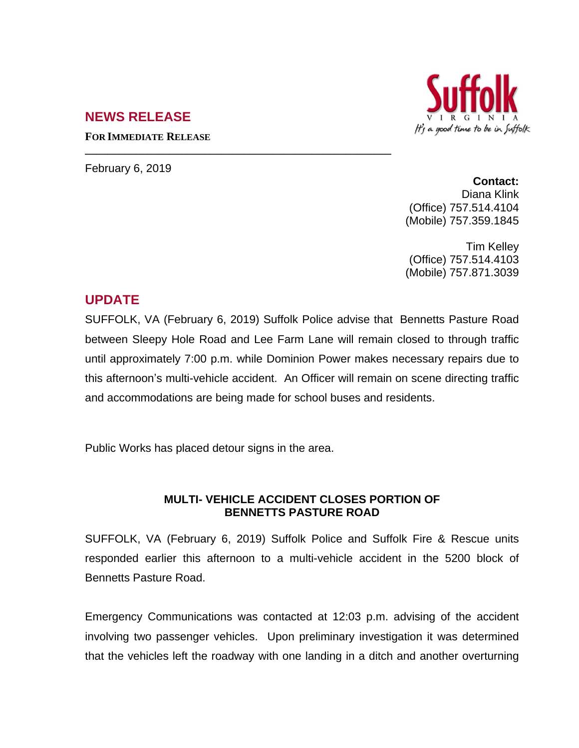## NEWS RELEASE

**FOR IMMEDIATE RELEASE**

Suffolk VIRGINIA *It's a good time to be in Suffolk*

---

February 6, 2019

**Contact:**
Diana Klink
(Office) 757.514.4104
(Mobile) 757.359.1845

Tim Kelley
(Office) 757.514.4103
(Mobile) 757.871.3039

## UPDATE

SUFFOLK, VA (February 6, 2019) Suffolk Police advise that Bennetts Pasture Road between Sleepy Hole Road and Lee Farm Lane will remain closed to through traffic until approximately 7:00 p.m. while Dominion Power makes necessary repairs due to this afternoon's multi-vehicle accident. An Officer will remain on scene directing traffic and accommodations are being made for school buses and residents.

Public Works has placed detour signs in the area.

### MULTI- VEHICLE ACCIDENT CLOSES PORTION OF BENNETTS PASTURE ROAD

SUFFOLK, VA (February 6, 2019) Suffolk Police and Suffolk Fire & Rescue units responded earlier this afternoon to a multi-vehicle accident in the 5200 block of Bennetts Pasture Road.

Emergency Communications was contacted at 12:03 p.m. advising of the accident involving two passenger vehicles. Upon preliminary investigation it was determined that the vehicles left the roadway with one landing in a ditch and another overturning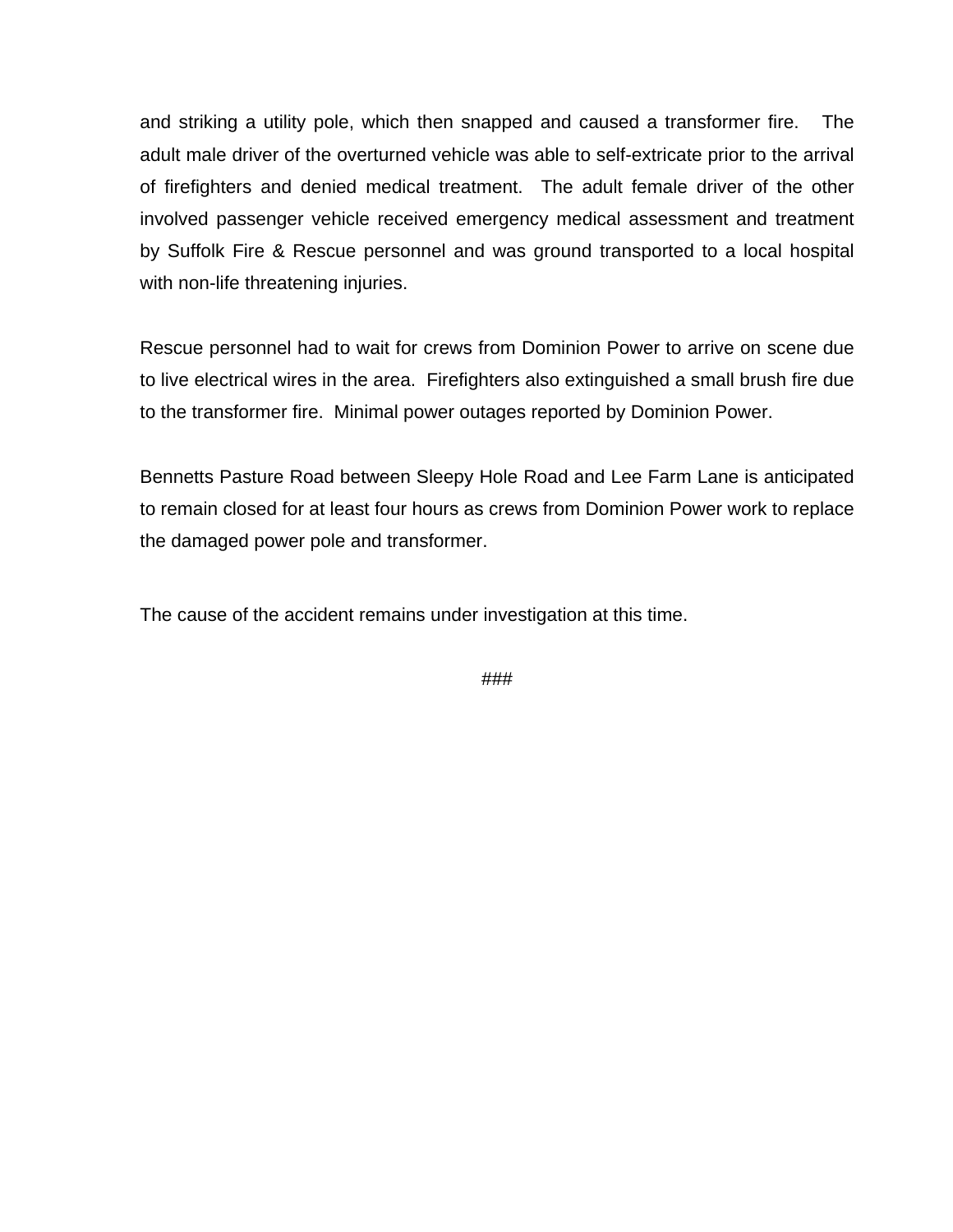and striking a utility pole, which then snapped and caused a transformer fire. The adult male driver of the overturned vehicle was able to self-extricate prior to the arrival of firefighters and denied medical treatment. The adult female driver of the other involved passenger vehicle received emergency medical assessment and treatment by Suffolk Fire & Rescue personnel and was ground transported to a local hospital with non-life threatening injuries.

Rescue personnel had to wait for crews from Dominion Power to arrive on scene due to live electrical wires in the area. Firefighters also extinguished a small brush fire due to the transformer fire. Minimal power outages reported by Dominion Power.

Bennetts Pasture Road between Sleepy Hole Road and Lee Farm Lane is anticipated to remain closed for at least four hours as crews from Dominion Power work to replace the damaged power pole and transformer.

The cause of the accident remains under investigation at this time.

###